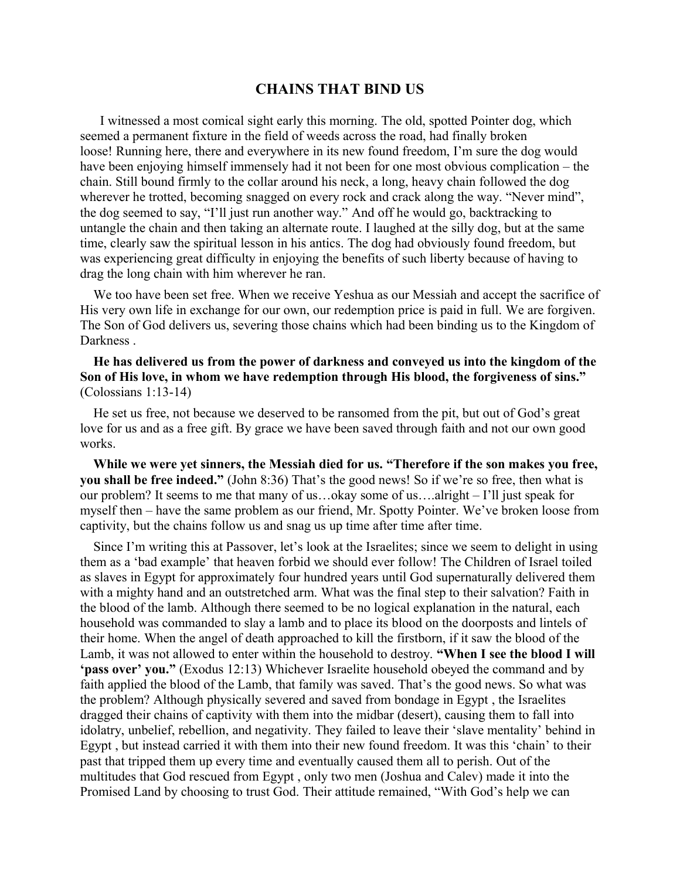# CHAINS THAT BIND US

I witnessed a most comical sight early this morning. The old, spotted Pointer dog, which seemed a permanent fixture in the field of weeds across the road, had finally broken loose! Running here, there and everywhere in its new found freedom, I'm sure the dog would have been enjoying himself immensely had it not been for one most obvious complication – the chain. Still bound firmly to the collar around his neck, a long, heavy chain followed the dog wherever he trotted, becoming snagged on every rock and crack along the way. "Never mind", the dog seemed to say, "I'll just run another way." And off he would go, backtracking to untangle the chain and then taking an alternate route. I laughed at the silly dog, but at the same time, clearly saw the spiritual lesson in his antics. The dog had obviously found freedom, but was experiencing great difficulty in enjoying the benefits of such liberty because of having to drag the long chain with him wherever he ran.

We too have been set free. When we receive Yeshua as our Messiah and accept the sacrifice of His very own life in exchange for our own, our redemption price is paid in full. We are forgiven. The Son of God delivers us, severing those chains which had been binding us to the Kingdom of Darkness .

**He has delivered us from the power of darkness and conveyed us into the kingdom of the Son of His love, in whom we have redemption through His blood, the forgiveness of sins."** (Colossians 1:13-14)

He set us free, not because we deserved to be ransomed from the pit, but out of God's great love for us and as a free gift. By grace we have been saved through faith and not our own good works.

**While we were yet sinners, the Messiah died for us. "Therefore if the son makes you free, you shall be free indeed."** (John 8:36) That's the good news! So if we're so free, then what is our problem? It seems to me that many of us…okay some of us….alright – I'll just speak for myself then – have the same problem as our friend, Mr. Spotty Pointer. We've broken loose from captivity, but the chains follow us and snag us up time after time after time.

Since I'm writing this at Passover, let's look at the Israelites; since we seem to delight in using them as a 'bad example' that heaven forbid we should ever follow! The Children of Israel toiled as slaves in Egypt for approximately four hundred years until God supernaturally delivered them with a mighty hand and an outstretched arm. What was the final step to their salvation? Faith in the blood of the lamb. Although there seemed to be no logical explanation in the natural, each household was commanded to slay a lamb and to place its blood on the doorposts and lintels of their home. When the angel of death approached to kill the firstborn, if it saw the blood of the Lamb, it was not allowed to enter within the household to destroy. **"When I see the blood I will 'pass over' you."** (Exodus 12:13) Whichever Israelite household obeyed the command and by faith applied the blood of the Lamb, that family was saved. That's the good news. So what was the problem? Although physically severed and saved from bondage in Egypt , the Israelites dragged their chains of captivity with them into the midbar (desert), causing them to fall into idolatry, unbelief, rebellion, and negativity. They failed to leave their 'slave mentality' behind in Egypt , but instead carried it with them into their new found freedom. It was this 'chain' to their past that tripped them up every time and eventually caused them all to perish. Out of the multitudes that God rescued from Egypt , only two men (Joshua and Calev) made it into the Promised Land by choosing to trust God. Their attitude remained, "With God's help we can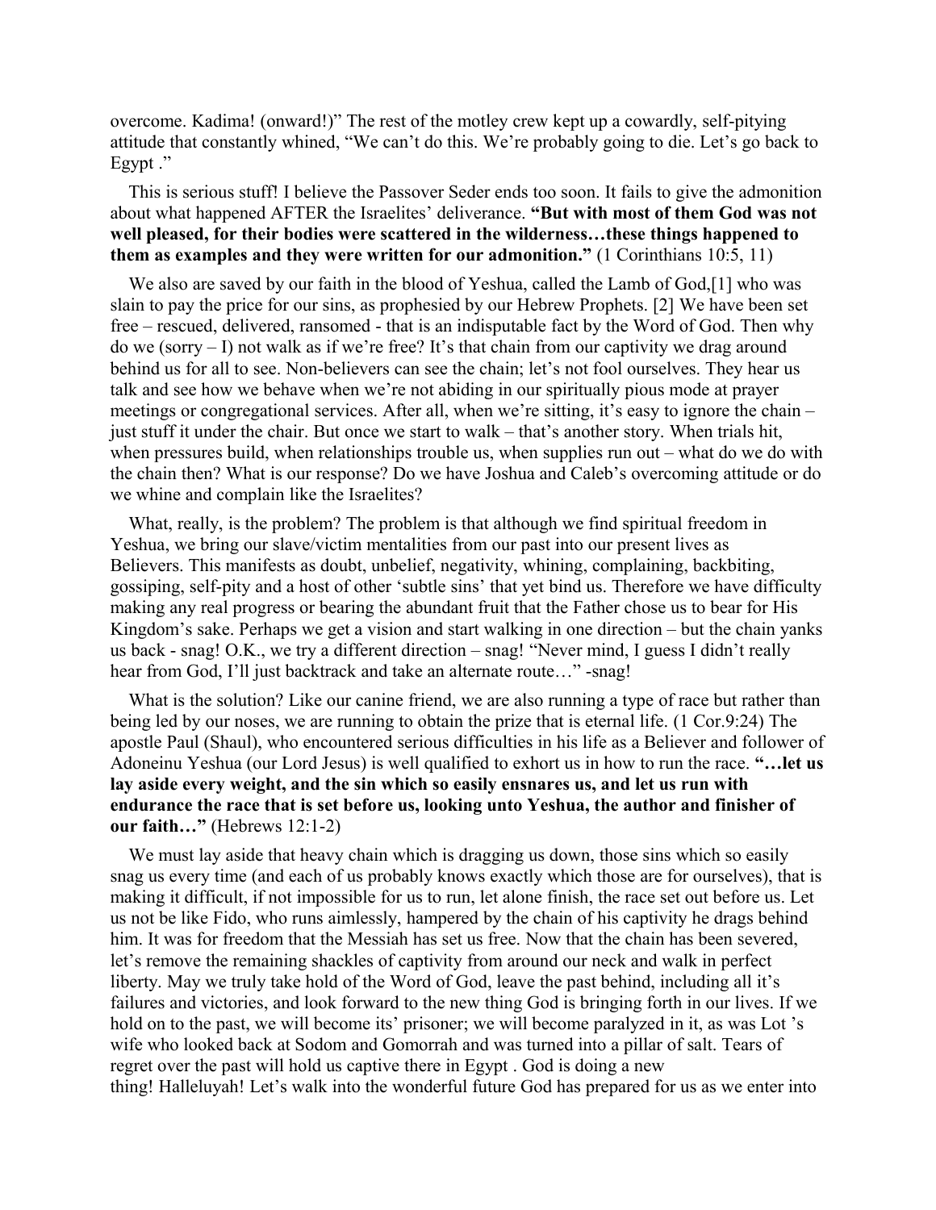overcome. Kadima! (onward!)" The rest of the motley crew kept up a cowardly, self-pitying attitude that constantly whined, "We can't do this. We're probably going to die. Let's go back to Egypt ."

This is serious stuff! I believe the Passover Seder ends too soon. It fails to give the admonition about what happened AFTER the Israelites' deliverance. **"But with most of them God was not well pleased, for their bodies were scattered in the wilderness…these things happened to them as examples and they were written for our admonition."** (1 Corinthians 10:5, 11)

We also are saved by our faith in the blood of Yeshua, called the Lamb of God,[1] who was slain to pay the price for our sins, as prophesied by our Hebrew Prophets. [2] We have been set free – rescued, delivered, ransomed - that is an indisputable fact by the Word of God. Then why do we (sorry – I) not walk as if we're free? It's that chain from our captivity we drag around behind us for all to see. Non-believers can see the chain; let's not fool ourselves. They hear us talk and see how we behave when we're not abiding in our spiritually pious mode at prayer meetings or congregational services. After all, when we're sitting, it's easy to ignore the chain – just stuff it under the chair. But once we start to walk – that's another story. When trials hit, when pressures build, when relationships trouble us, when supplies run out – what do we do with the chain then? What is our response? Do we have Joshua and Caleb's overcoming attitude or do we whine and complain like the Israelites?

What, really, is the problem? The problem is that although we find spiritual freedom in Yeshua, we bring our slave/victim mentalities from our past into our present lives as Believers. This manifests as doubt, unbelief, negativity, whining, complaining, backbiting, gossiping, self-pity and a host of other 'subtle sins' that yet bind us. Therefore we have difficulty making any real progress or bearing the abundant fruit that the Father chose us to bear for His Kingdom's sake. Perhaps we get a vision and start walking in one direction – but the chain yanks us back - snag! O.K., we try a different direction – snag! "Never mind, I guess I didn't really hear from God, I'll just backtrack and take an alternate route…" -snag!

What is the solution? Like our canine friend, we are also running a type of race but rather than being led by our noses, we are running to obtain the prize that is eternal life. (1 Cor.9:24) The apostle Paul (Shaul), who encountered serious difficulties in his life as a Believer and follower of Adoneinu Yeshua (our Lord Jesus) is well qualified to exhort us in how to run the race. **"…let us lay aside every weight, and the sin which so easily ensnares us, and let us run with endurance the race that is set before us, looking unto Yeshua, the author and finisher of our faith…"** (Hebrews 12:1-2)

We must lay aside that heavy chain which is dragging us down, those sins which so easily snag us every time (and each of us probably knows exactly which those are for ourselves), that is making it difficult, if not impossible for us to run, let alone finish, the race set out before us. Let us not be like Fido, who runs aimlessly, hampered by the chain of his captivity he drags behind him. It was for freedom that the Messiah has set us free. Now that the chain has been severed, let's remove the remaining shackles of captivity from around our neck and walk in perfect liberty. May we truly take hold of the Word of God, leave the past behind, including all it's failures and victories, and look forward to the new thing God is bringing forth in our lives. If we hold on to the past, we will become its' prisoner; we will become paralyzed in it, as was Lot 's wife who looked back at Sodom and Gomorrah and was turned into a pillar of salt. Tears of regret over the past will hold us captive there in Egypt . God is doing a new thing! Halleluyah! Let's walk into the wonderful future God has prepared for us as we enter into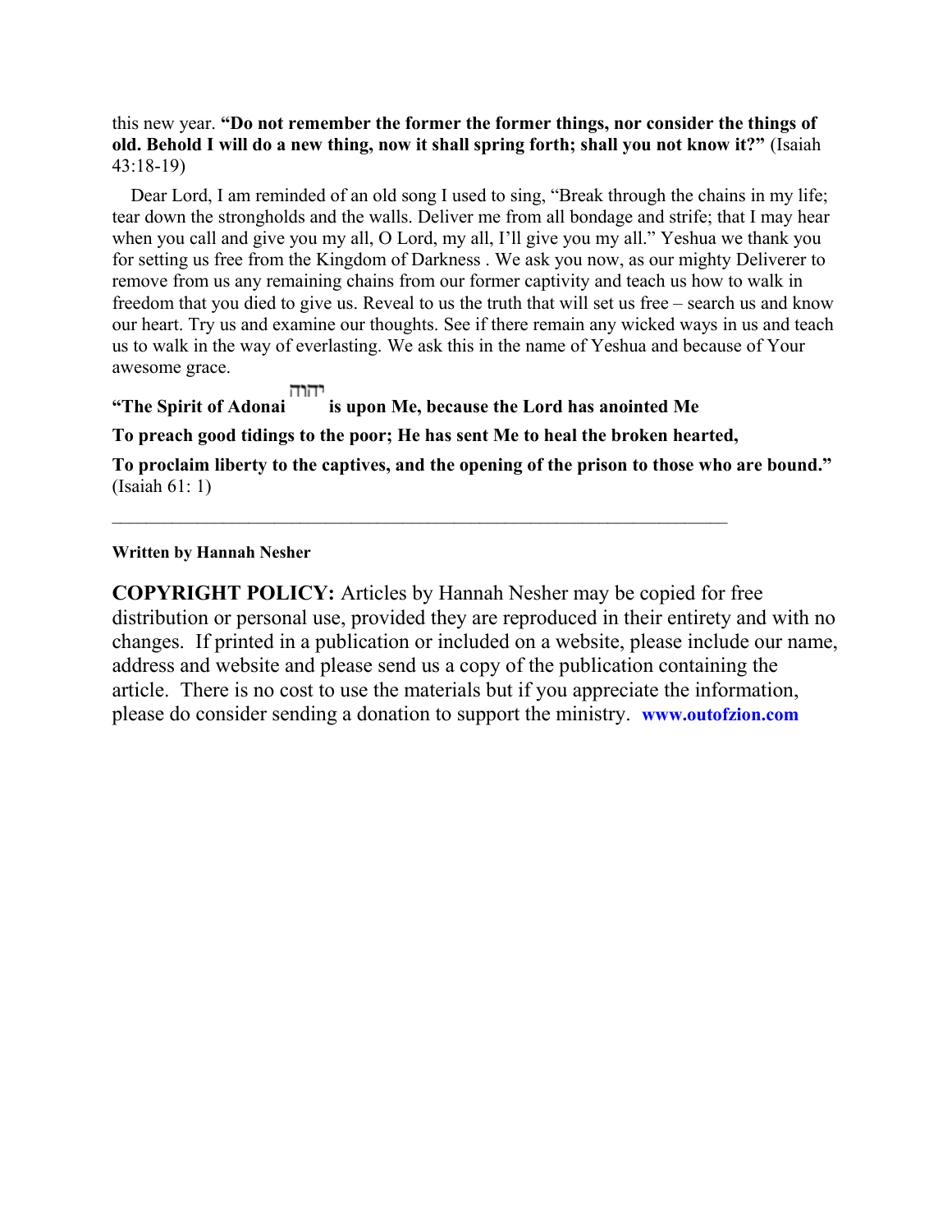this new year. **"Do not remember the former the former things, nor consider the things of old. Behold I will do a new thing, now it shall spring forth; shall you not know it?"** (Isaiah 43:18-19)

Dear Lord, I am reminded of an old song I used to sing, "Break through the chains in my life; tear down the strongholds and the walls. Deliver me from all bondage and strife; that I may hear when you call and give you my all, O Lord, my all, I'll give you my all." Yeshua we thank you for setting us free from the Kingdom of Darkness . We ask you now, as our mighty Deliverer to remove from us any remaining chains from our former captivity and teach us how to walk in freedom that you died to give us. Reveal to us the truth that will set us free – search us and know our heart. Try us and examine our thoughts. See if there remain any wicked ways in us and teach us to walk in the way of everlasting. We ask this in the name of Yeshua and because of Your awesome grace.

**"The Spirit of Adonai יהוה is upon Me, because the Lord has anointed Me**

**To preach good tidings to the poor; He has sent Me to heal the broken hearted,**

**To proclaim liberty to the captives, and the opening of the prison to those who are bound."** (Isaiah 61: 1)

---

**Written by Hannah Nesher**

**COPYRIGHT POLICY:** Articles by Hannah Nesher may be copied for free distribution or personal use, provided they are reproduced in their entirety and with no changes. If printed in a publication or included on a website, please include our name, address and website and please send us a copy of the publication containing the article. There is no cost to use the materials but if you appreciate the information, please do consider sending a donation to support the ministry. **www.outofzion.com**